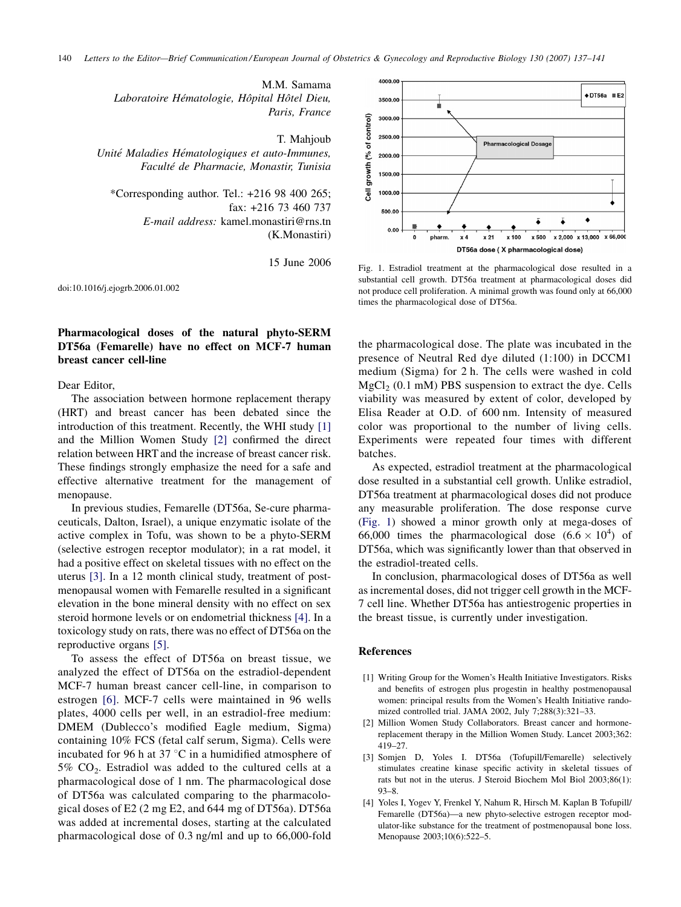M.M. Samama
*Laboratoire Hématologie, Hôpital Hôtel Dieu, Paris, France*

T. Mahjoub
*Unité Maladies Hématologiques et auto-Immunes, Faculté de Pharmacie, Monastir, Tunisia*

*Corresponding author. Tel.: +216 98 400 265; fax: +216 73 460 737
*E-mail address:* kamel.monastiri@rns.tn (K.Monastiri)

15 June 2006

doi:10.1016/j.ejogrb.2006.01.002

## Pharmacological doses of the natural phyto-SERM DT56a (Femarelle) have no effect on MCF-7 human breast cancer cell-line

Dear Editor,

The association between hormone replacement therapy (HRT) and breast cancer has been debated since the introduction of this treatment. Recently, the WHI study [1] and the Million Women Study [2] confirmed the direct relation between HRT and the increase of breast cancer risk. These findings strongly emphasize the need for a safe and effective alternative treatment for the management of menopause.

In previous studies, Femarelle (DT56a, Se-cure pharmaceuticals, Dalton, Israel), a unique enzymatic isolate of the active complex in Tofu, was shown to be a phyto-SERM (selective estrogen receptor modulator); in a rat model, it had a positive effect on skeletal tissues with no effect on the uterus [3]. In a 12 month clinical study, treatment of postmenopausal women with Femarelle resulted in a significant elevation in the bone mineral density with no effect on sex steroid hormone levels or on endometrial thickness [4]. In a toxicology study on rats, there was no effect of DT56a on the reproductive organs [5].

To assess the effect of DT56a on breast tissue, we analyzed the effect of DT56a on the estradiol-dependent MCF-7 human breast cancer cell-line, in comparison to estrogen [6]. MCF-7 cells were maintained in 96 wells plates, 4000 cells per well, in an estradiol-free medium: DMEM (Dublecco's modified Eagle medium, Sigma) containing 10% FCS (fetal calf serum, Sigma). Cells were incubated for 96 h at 37 °C in a humidified atmosphere of 5% $CO_2$. Estradiol was added to the cultured cells at a pharmacological dose of 1 nm. The pharmacological dose of DT56a was calculated comparing to the pharmacological doses of E2 (2 mg E2, and 644 mg of DT56a). DT56a was added at incremental doses, starting at the calculated pharmacological dose of 0.3 ng/ml and up to 66,000-fold the pharmacological dose. The plate was incubated in the presence of Neutral Red dye diluted (1:100) in DCCM1 medium (Sigma) for 2 h. The cells were washed in cold $MgCl_2$ (0.1 mM) PBS suspension to extract the dye. Cells viability was measured by extent of color, developed by Elisa Reader at O.D. of 600 nm. Intensity of measured color was proportional to the number of living cells. Experiments were repeated four times with different batches.

Fig. 1. Estradiol treatment at the pharmacological dose resulted in a substantial cell growth. DT56a treatment at pharmacological doses did not produce cell proliferation. A minimal growth was found only at 66,000 times the pharmacological dose of DT56a.

As expected, estradiol treatment at the pharmacological dose resulted in a substantial cell growth. Unlike estradiol, DT56a treatment at pharmacological doses did not produce any measurable proliferation. The dose response curve (Fig. 1) showed a minor growth only at mega-doses of 66,000 times the pharmacological dose ($6.6 \times 10^4$) of DT56a, which was significantly lower than that observed in the estradiol-treated cells.

In conclusion, pharmacological doses of DT56a as well as incremental doses, did not trigger cell growth in the MCF-7 cell line. Whether DT56a has antiestrogenic properties in the breast tissue, is currently under investigation.

## References

[1] Writing Group for the Women's Health Initiative Investigators. Risks and benefits of estrogen plus progestin in healthy postmenopausal women: principal results from the Women's Health Initiative randomized controlled trial. JAMA 2002, July 7;288(3):321–33.

[2] Million Women Study Collaborators. Breast cancer and hormone-replacement therapy in the Million Women Study. Lancet 2003;362: 419–27.

[3] Somjen D, Yoles I. DT56a (Tofupill/Femarelle) selectively stimulates creatine kinase specific activity in skeletal tissues of rats but not in the uterus. J Steroid Biochem Mol Biol 2003;86(1): 93–8.

[4] Yoles I, Yogev Y, Frenkel Y, Nahum R, Hirsch M. Kaplan B Tofupill/Femarelle (DT56a)—a new phyto-selective estrogen receptor modulator-like substance for the treatment of postmenopausal bone loss. Menopause 2003;10(6):522–5.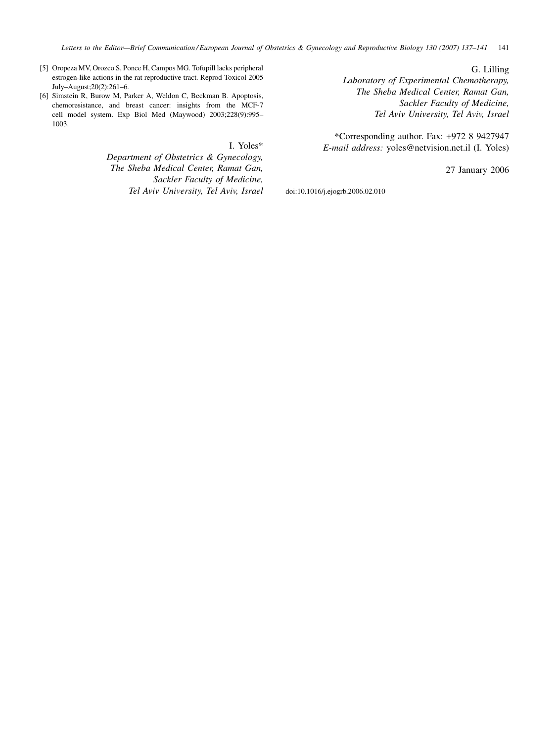[5] Oropeza MV, Orozco S, Ponce H, Campos MG. Tofupill lacks peripheral estrogen-like actions in the rat reproductive tract. Reprod Toxicol 2005 July–August;20(2):261–6.

[6] Simstein R, Burow M, Parker A, Weldon C, Beckman B. Apoptosis, chemoresistance, and breast cancer: insights from the MCF-7 cell model system. Exp Biol Med (Maywood) 2003;228(9):995–1003.

I. Yoles*
*Department of Obstetrics & Gynecology, The Sheba Medical Center, Ramat Gan, Sackler Faculty of Medicine, Tel Aviv University, Tel Aviv, Israel*

G. Lilling
*Laboratory of Experimental Chemotherapy, The Sheba Medical Center, Ramat Gan, Sackler Faculty of Medicine, Tel Aviv University, Tel Aviv, Israel*

*Corresponding author. Fax: +972 8 9427947
*E-mail address:* yoles@netvision.net.il (I. Yoles)

27 January 2006

doi:10.1016/j.ejogrb.2006.02.010